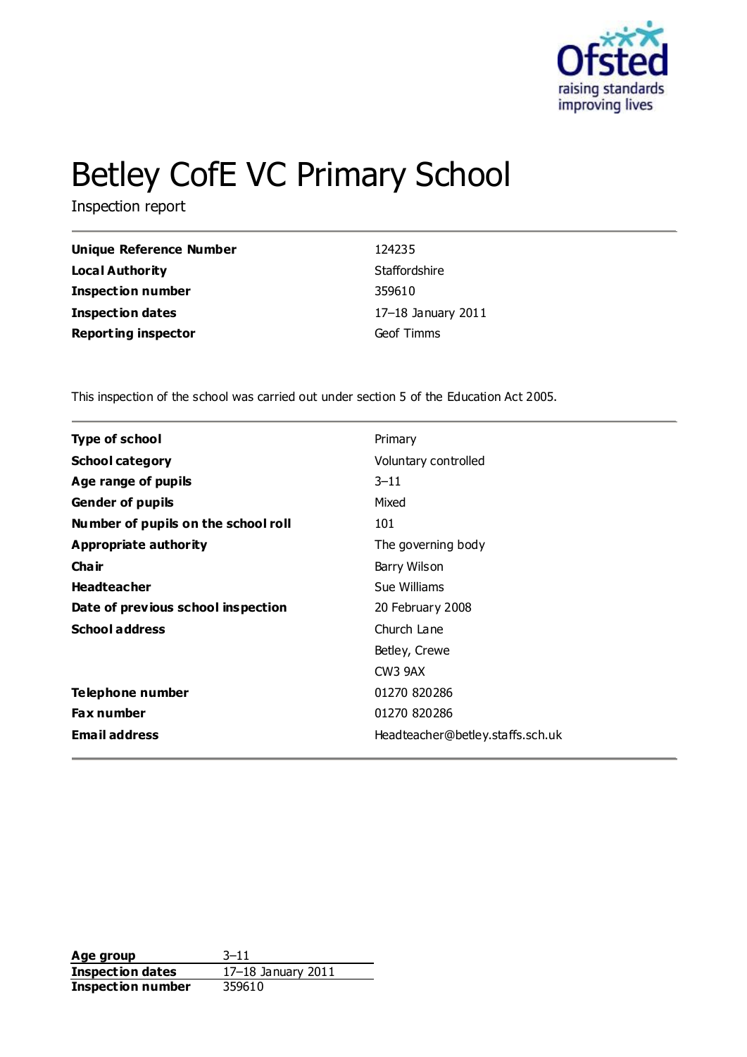Ofsted
raising standards
improving lives

# Betley CofE VC Primary School

Inspection report

| | |
|---|---|
| **Unique Reference Number** | 124235 |
| **Local Authority** | Staffordshire |
| **Inspection number** | 359610 |
| **Inspection dates** | 17–18 January 2011 |
| **Reporting inspector** | Geof Timms |

This inspection of the school was carried out under section 5 of the Education Act 2005.

| | |
|---|---|
| **Type of school** | Primary |
| **School category** | Voluntary controlled |
| **Age range of pupils** | 3–11 |
| **Gender of pupils** | Mixed |
| **Number of pupils on the school roll** | 101 |
| **Appropriate authority** | The governing body |
| **Chair** | Barry Wilson |
| **Headteacher** | Sue Williams |
| **Date of previous school inspection** | 20 February 2008 |
| **School address** | Church Lane<br>Betley, Crewe<br>CW3 9AX |
| **Telephone number** | 01270 820286 |
| **Fax number** | 01270 820286 |
| **Email address** | Headteacher@betley.staffs.sch.uk |

| | |
|---|---|
| **Age group** | 3–11 |
| **Inspection dates** | 17–18 January 2011 |
| **Inspection number** | 359610 |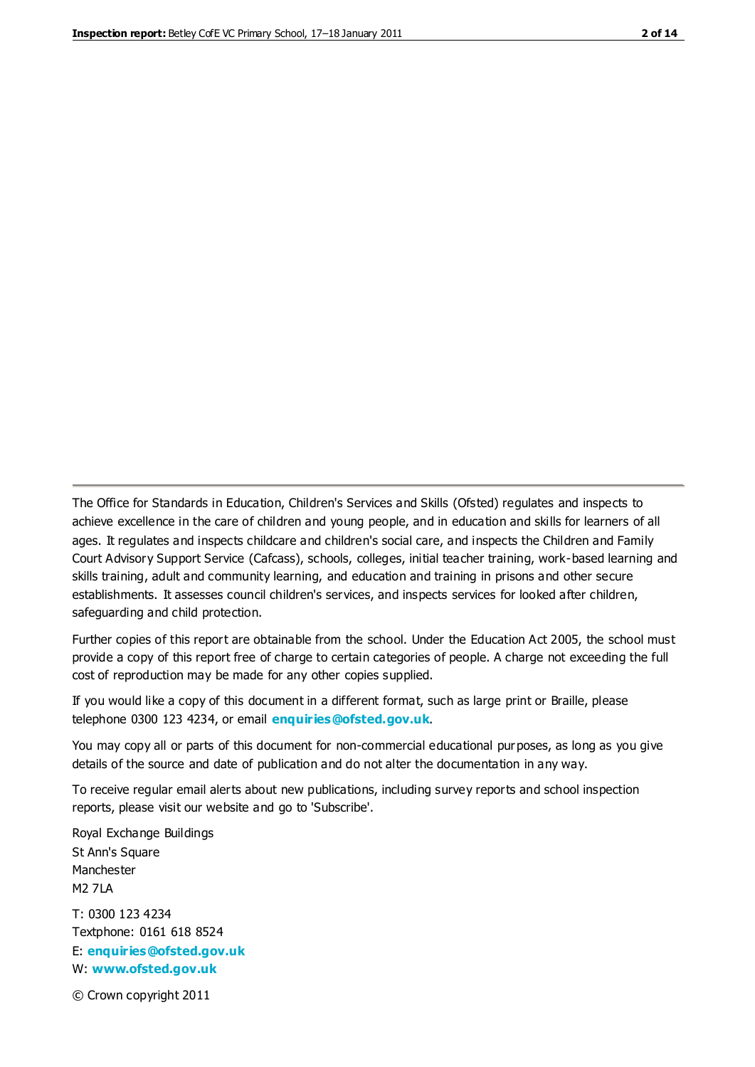The Office for Standards in Education, Children's Services and Skills (Ofsted) regulates and inspects to achieve excellence in the care of children and young people, and in education and skills for learners of all ages. It regulates and inspects childcare and children's social care, and inspects the Children and Family Court Advisory Support Service (Cafcass), schools, colleges, initial teacher training, work-based learning and skills training, adult and community learning, and education and training in prisons and other secure establishments. It assesses council children's services, and inspects services for looked after children, safeguarding and child protection.

Further copies of this report are obtainable from the school. Under the Education Act 2005, the school must provide a copy of this report free of charge to certain categories of people. A charge not exceeding the full cost of reproduction may be made for any other copies supplied.

If you would like a copy of this document in a different format, such as large print or Braille, please telephone 0300 123 4234, or email **enquiries@ofsted.gov.uk**.

You may copy all or parts of this document for non-commercial educational purposes, as long as you give details of the source and date of publication and do not alter the documentation in any way.

To receive regular email alerts about new publications, including survey reports and school inspection reports, please visit our website and go to 'Subscribe'.

Royal Exchange Buildings
St Ann's Square
Manchester
M2 7LA

T: 0300 123 4234
Textphone: 0161 618 8524
E: **enquiries@ofsted.gov.uk**
W: **www.ofsted.gov.uk**

© Crown copyright 2011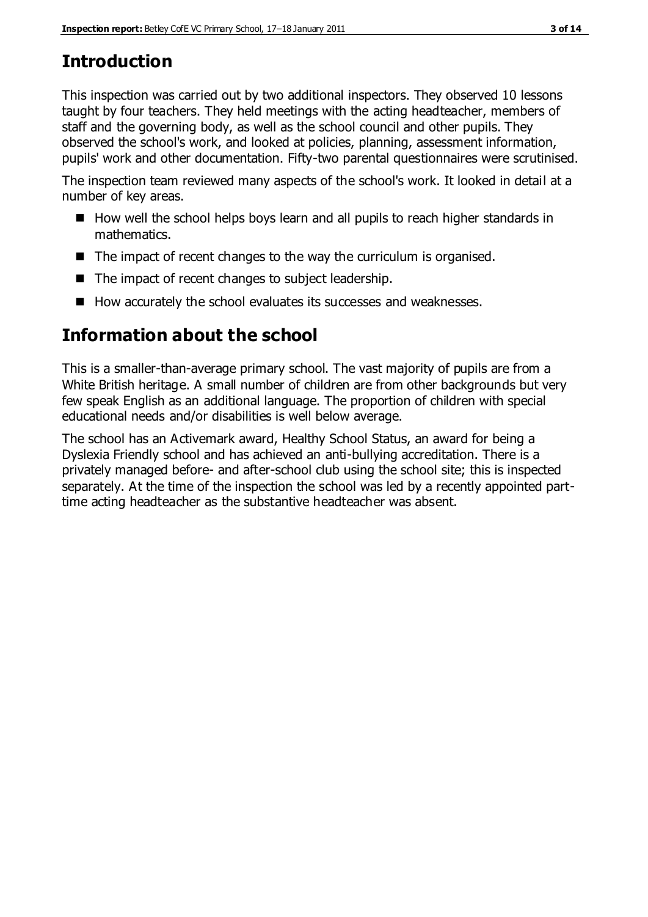## Introduction

This inspection was carried out by two additional inspectors. They observed 10 lessons taught by four teachers. They held meetings with the acting headteacher, members of staff and the governing body, as well as the school council and other pupils. They observed the school's work, and looked at policies, planning, assessment information, pupils' work and other documentation. Fifty-two parental questionnaires were scrutinised.

The inspection team reviewed many aspects of the school's work. It looked in detail at a number of key areas.

- How well the school helps boys learn and all pupils to reach higher standards in mathematics.
- The impact of recent changes to the way the curriculum is organised.
- The impact of recent changes to subject leadership.
- How accurately the school evaluates its successes and weaknesses.

## Information about the school

This is a smaller-than-average primary school. The vast majority of pupils are from a White British heritage. A small number of children are from other backgrounds but very few speak English as an additional language. The proportion of children with special educational needs and/or disabilities is well below average.

The school has an Activemark award, Healthy School Status, an award for being a Dyslexia Friendly school and has achieved an anti-bullying accreditation. There is a privately managed before- and after-school club using the school site; this is inspected separately. At the time of the inspection the school was led by a recently appointed part-time acting headteacher as the substantive headteacher was absent.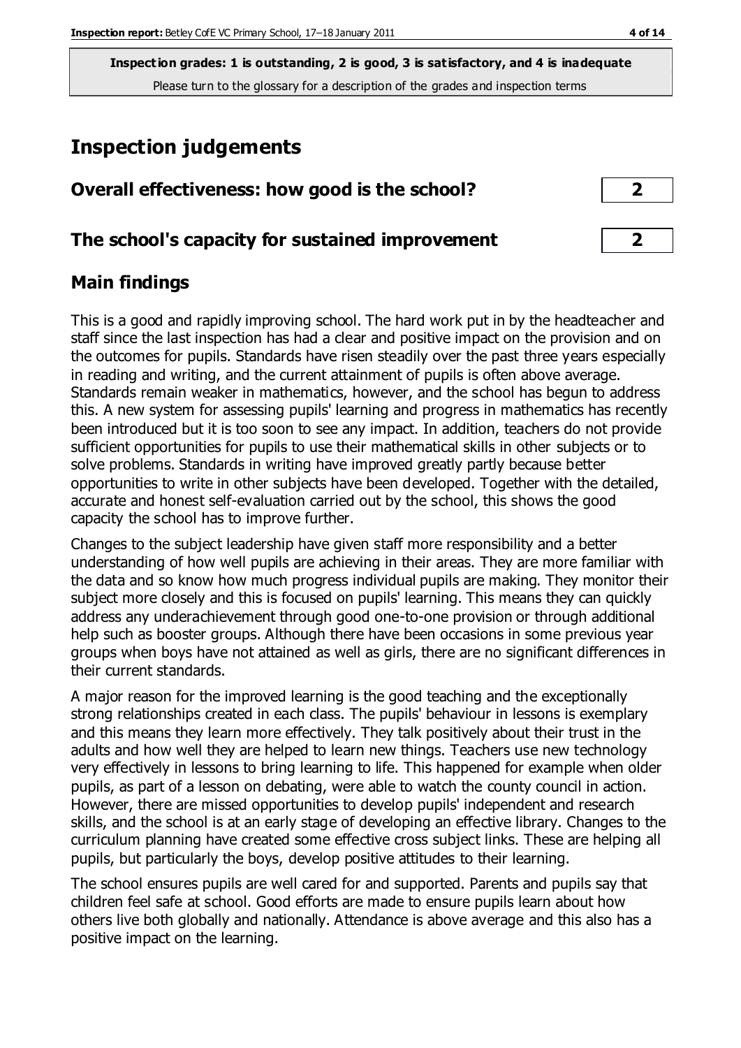**Inspection grades: 1 is outstanding, 2 is good, 3 is satisfactory, and 4 is inadequate**
Please turn to the glossary for a description of the grades and inspection terms

# Inspection judgements

| | |
|---|---|
| **Overall effectiveness: how good is the school?** | **2** |
| **The school's capacity for sustained improvement** | **2** |

## Main findings

This is a good and rapidly improving school. The hard work put in by the headteacher and staff since the last inspection has had a clear and positive impact on the provision and on the outcomes for pupils. Standards have risen steadily over the past three years especially in reading and writing, and the current attainment of pupils is often above average. Standards remain weaker in mathematics, however, and the school has begun to address this. A new system for assessing pupils' learning and progress in mathematics has recently been introduced but it is too soon to see any impact. In addition, teachers do not provide sufficient opportunities for pupils to use their mathematical skills in other subjects or to solve problems. Standards in writing have improved greatly partly because better opportunities to write in other subjects have been developed. Together with the detailed, accurate and honest self-evaluation carried out by the school, this shows the good capacity the school has to improve further.

Changes to the subject leadership have given staff more responsibility and a better understanding of how well pupils are achieving in their areas. They are more familiar with the data and so know how much progress individual pupils are making. They monitor their subject more closely and this is focused on pupils' learning. This means they can quickly address any underachievement through good one-to-one provision or through additional help such as booster groups. Although there have been occasions in some previous year groups when boys have not attained as well as girls, there are no significant differences in their current standards.

A major reason for the improved learning is the good teaching and the exceptionally strong relationships created in each class. The pupils' behaviour in lessons is exemplary and this means they learn more effectively. They talk positively about their trust in the adults and how well they are helped to learn new things. Teachers use new technology very effectively in lessons to bring learning to life. This happened for example when older pupils, as part of a lesson on debating, were able to watch the county council in action. However, there are missed opportunities to develop pupils' independent and research skills, and the school is at an early stage of developing an effective library. Changes to the curriculum planning have created some effective cross subject links. These are helping all pupils, but particularly the boys, develop positive attitudes to their learning.

The school ensures pupils are well cared for and supported. Parents and pupils say that children feel safe at school. Good efforts are made to ensure pupils learn about how others live both globally and nationally. Attendance is above average and this also has a positive impact on the learning.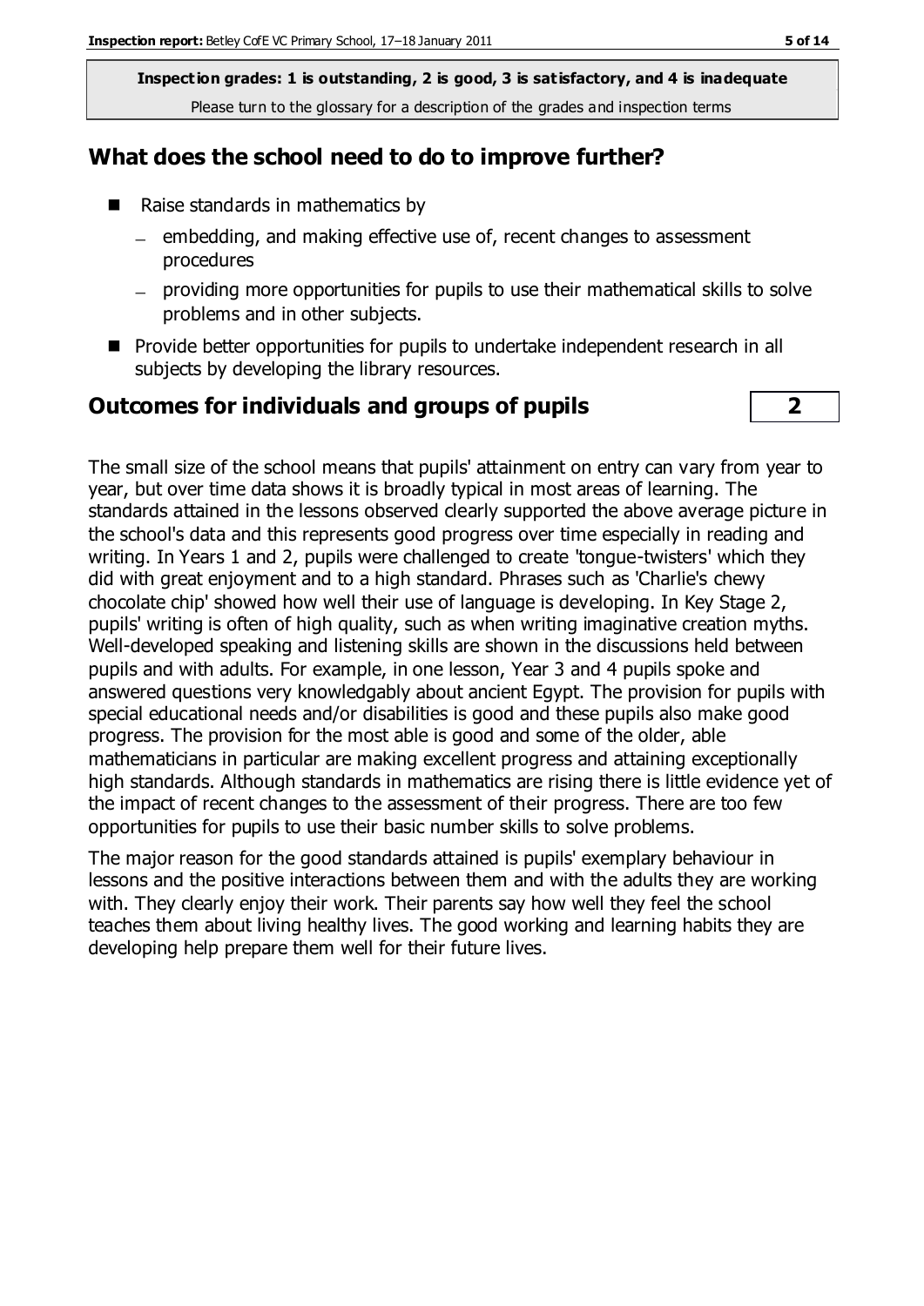**Inspection grades: 1 is outstanding, 2 is good, 3 is satisfactory, and 4 is inadequate**
Please turn to the glossary for a description of the grades and inspection terms

## What does the school need to do to improve further?

- Raise standards in mathematics by
  - embedding, and making effective use of, recent changes to assessment procedures
  - providing more opportunities for pupils to use their mathematical skills to solve problems and in other subjects.
- Provide better opportunities for pupils to undertake independent research in all subjects by developing the library resources.

## Outcomes for individuals and groups of pupils — 2

The small size of the school means that pupils' attainment on entry can vary from year to year, but over time data shows it is broadly typical in most areas of learning. The standards attained in the lessons observed clearly supported the above average picture in the school's data and this represents good progress over time especially in reading and writing. In Years 1 and 2, pupils were challenged to create 'tongue-twisters' which they did with great enjoyment and to a high standard. Phrases such as 'Charlie's chewy chocolate chip' showed how well their use of language is developing. In Key Stage 2, pupils' writing is often of high quality, such as when writing imaginative creation myths. Well-developed speaking and listening skills are shown in the discussions held between pupils and with adults. For example, in one lesson, Year 3 and 4 pupils spoke and answered questions very knowledgably about ancient Egypt. The provision for pupils with special educational needs and/or disabilities is good and these pupils also make good progress. The provision for the most able is good and some of the older, able mathematicians in particular are making excellent progress and attaining exceptionally high standards. Although standards in mathematics are rising there is little evidence yet of the impact of recent changes to the assessment of their progress. There are too few opportunities for pupils to use their basic number skills to solve problems.

The major reason for the good standards attained is pupils' exemplary behaviour in lessons and the positive interactions between them and with the adults they are working with. They clearly enjoy their work. Their parents say how well they feel the school teaches them about living healthy lives. The good working and learning habits they are developing help prepare them well for their future lives.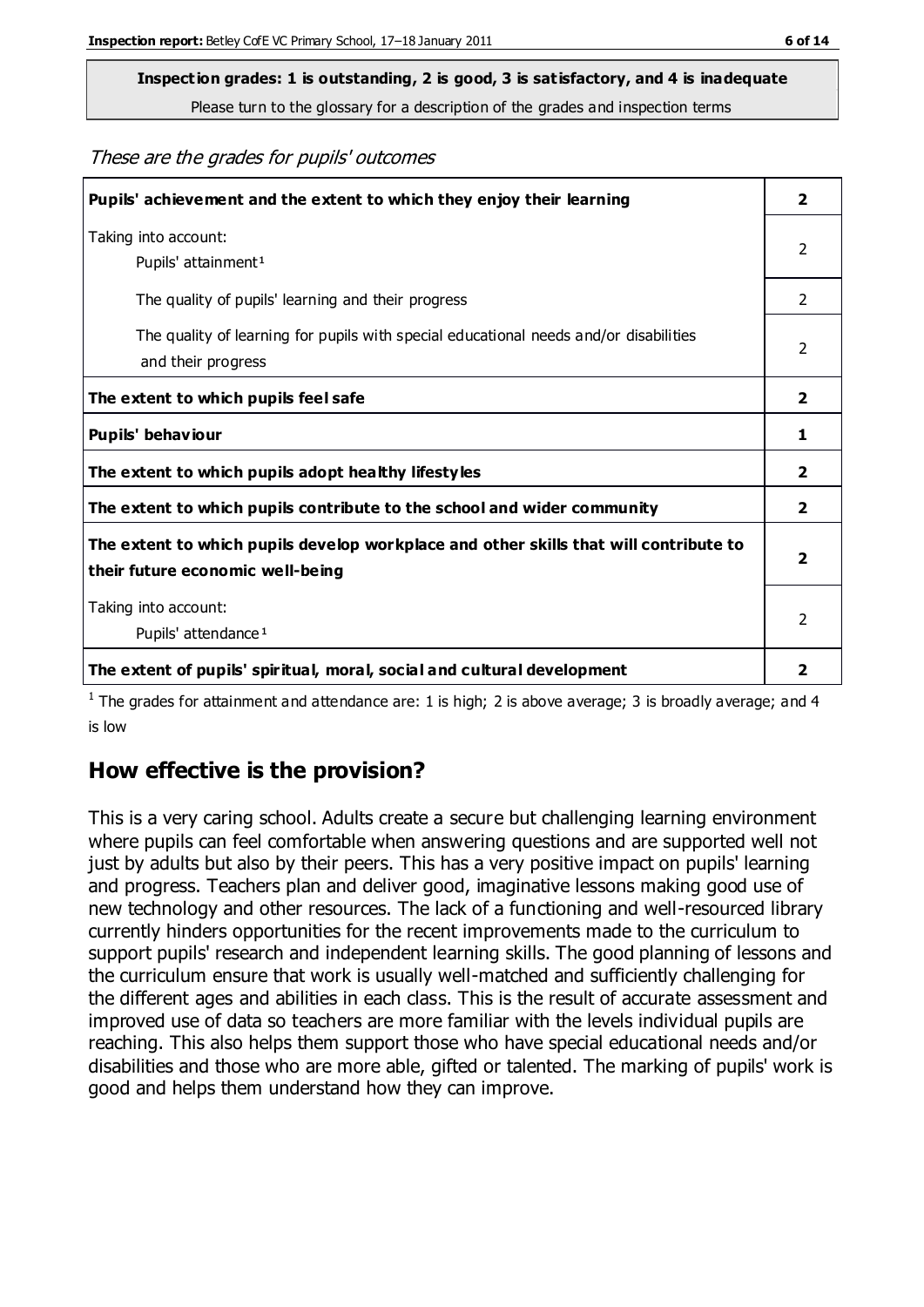**Inspection grades: 1 is outstanding, 2 is good, 3 is satisfactory, and 4 is inadequate**

Please turn to the glossary for a description of the grades and inspection terms

*These are the grades for pupils' outcomes*

| | |
|---|---|
| **Pupils' achievement and the extent to which they enjoy their learning** | **2** |
| Taking into account: Pupils' attainment[1] | 2 |
| The quality of pupils' learning and their progress | 2 |
| The quality of learning for pupils with special educational needs and/or disabilities and their progress | 2 |
| **The extent to which pupils feel safe** | **2** |
| **Pupils' behaviour** | **1** |
| **The extent to which pupils adopt healthy lifestyles** | **2** |
| **The extent to which pupils contribute to the school and wider community** | **2** |
| **The extent to which pupils develop workplace and other skills that will contribute to their future economic well-being** | **2** |
| Taking into account: Pupils' attendance[1] | 2 |
| **The extent of pupils' spiritual, moral, social and cultural development** | **2** |

[1] The grades for attainment and attendance are: 1 is high; 2 is above average; 3 is broadly average; and 4 is low

## How effective is the provision?

This is a very caring school. Adults create a secure but challenging learning environment where pupils can feel comfortable when answering questions and are supported well not just by adults but also by their peers. This has a very positive impact on pupils' learning and progress. Teachers plan and deliver good, imaginative lessons making good use of new technology and other resources. The lack of a functioning and well-resourced library currently hinders opportunities for the recent improvements made to the curriculum to support pupils' research and independent learning skills. The good planning of lessons and the curriculum ensure that work is usually well-matched and sufficiently challenging for the different ages and abilities in each class. This is the result of accurate assessment and improved use of data so teachers are more familiar with the levels individual pupils are reaching. This also helps them support those who have special educational needs and/or disabilities and those who are more able, gifted or talented. The marking of pupils' work is good and helps them understand how they can improve.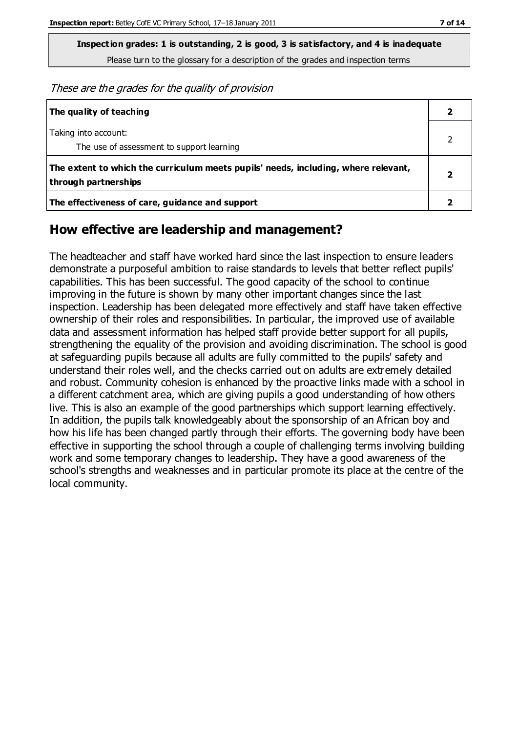**Inspection grades: 1 is outstanding, 2 is good, 3 is satisfactory, and 4 is inadequate**
Please turn to the glossary for a description of the grades and inspection terms

*These are the grades for the quality of provision*

| | |
|---|---|
| **The quality of teaching** | **2** |
| Taking into account:<br>The use of assessment to support learning | 2 |
| **The extent to which the curriculum meets pupils' needs, including, where relevant, through partnerships** | **2** |
| **The effectiveness of care, guidance and support** | **2** |

## How effective are leadership and management?

The headteacher and staff have worked hard since the last inspection to ensure leaders demonstrate a purposeful ambition to raise standards to levels that better reflect pupils' capabilities. This has been successful. The good capacity of the school to continue improving in the future is shown by many other important changes since the last inspection. Leadership has been delegated more effectively and staff have taken effective ownership of their roles and responsibilities. In particular, the improved use of available data and assessment information has helped staff provide better support for all pupils, strengthening the equality of the provision and avoiding discrimination. The school is good at safeguarding pupils because all adults are fully committed to the pupils' safety and understand their roles well, and the checks carried out on adults are extremely detailed and robust. Community cohesion is enhanced by the proactive links made with a school in a different catchment area, which are giving pupils a good understanding of how others live. This is also an example of the good partnerships which support learning effectively. In addition, the pupils talk knowledgeably about the sponsorship of an African boy and how his life has been changed partly through their efforts. The governing body have been effective in supporting the school through a couple of challenging terms involving building work and some temporary changes to leadership. They have a good awareness of the school's strengths and weaknesses and in particular promote its place at the centre of the local community.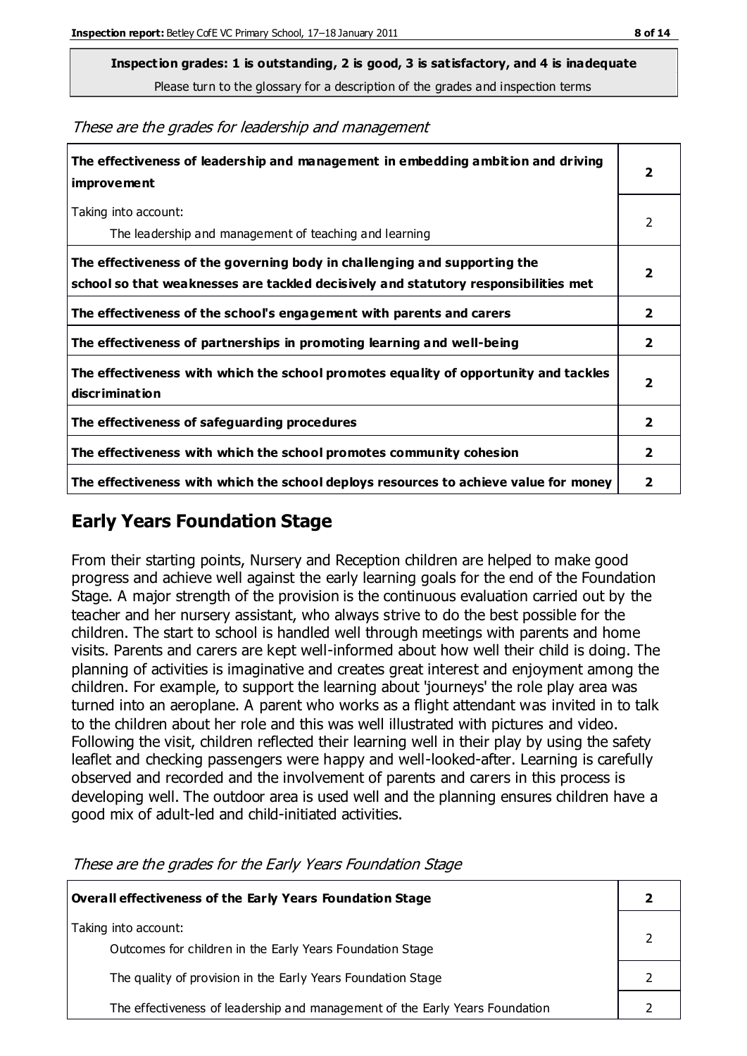**Inspection grades: 1 is outstanding, 2 is good, 3 is satisfactory, and 4 is inadequate**
Please turn to the glossary for a description of the grades and inspection terms

*These are the grades for leadership and management*

| | |
|---|---|
| **The effectiveness of leadership and management in embedding ambition and driving improvement** | **2** |
| Taking into account:<br>The leadership and management of teaching and learning | 2 |
| **The effectiveness of the governing body in challenging and supporting the school so that weaknesses are tackled decisively and statutory responsibilities met** | **2** |
| **The effectiveness of the school's engagement with parents and carers** | **2** |
| **The effectiveness of partnerships in promoting learning and well-being** | **2** |
| **The effectiveness with which the school promotes equality of opportunity and tackles discrimination** | **2** |
| **The effectiveness of safeguarding procedures** | **2** |
| **The effectiveness with which the school promotes community cohesion** | **2** |
| **The effectiveness with which the school deploys resources to achieve value for money** | **2** |

## Early Years Foundation Stage

From their starting points, Nursery and Reception children are helped to make good progress and achieve well against the early learning goals for the end of the Foundation Stage. A major strength of the provision is the continuous evaluation carried out by the teacher and her nursery assistant, who always strive to do the best possible for the children. The start to school is handled well through meetings with parents and home visits. Parents and carers are kept well-informed about how well their child is doing. The planning of activities is imaginative and creates great interest and enjoyment among the children. For example, to support the learning about 'journeys' the role play area was turned into an aeroplane. A parent who works as a flight attendant was invited in to talk to the children about her role and this was well illustrated with pictures and video. Following the visit, children reflected their learning well in their play by using the safety leaflet and checking passengers were happy and well-looked-after. Learning is carefully observed and recorded and the involvement of parents and carers in this process is developing well. The outdoor area is used well and the planning ensures children have a good mix of adult-led and child-initiated activities.

*These are the grades for the Early Years Foundation Stage*

| | |
|---|---|
| **Overall effectiveness of the Early Years Foundation Stage** | **2** |
| Taking into account:<br>Outcomes for children in the Early Years Foundation Stage | 2 |
| The quality of provision in the Early Years Foundation Stage | 2 |
| The effectiveness of leadership and management of the Early Years Foundation | 2 |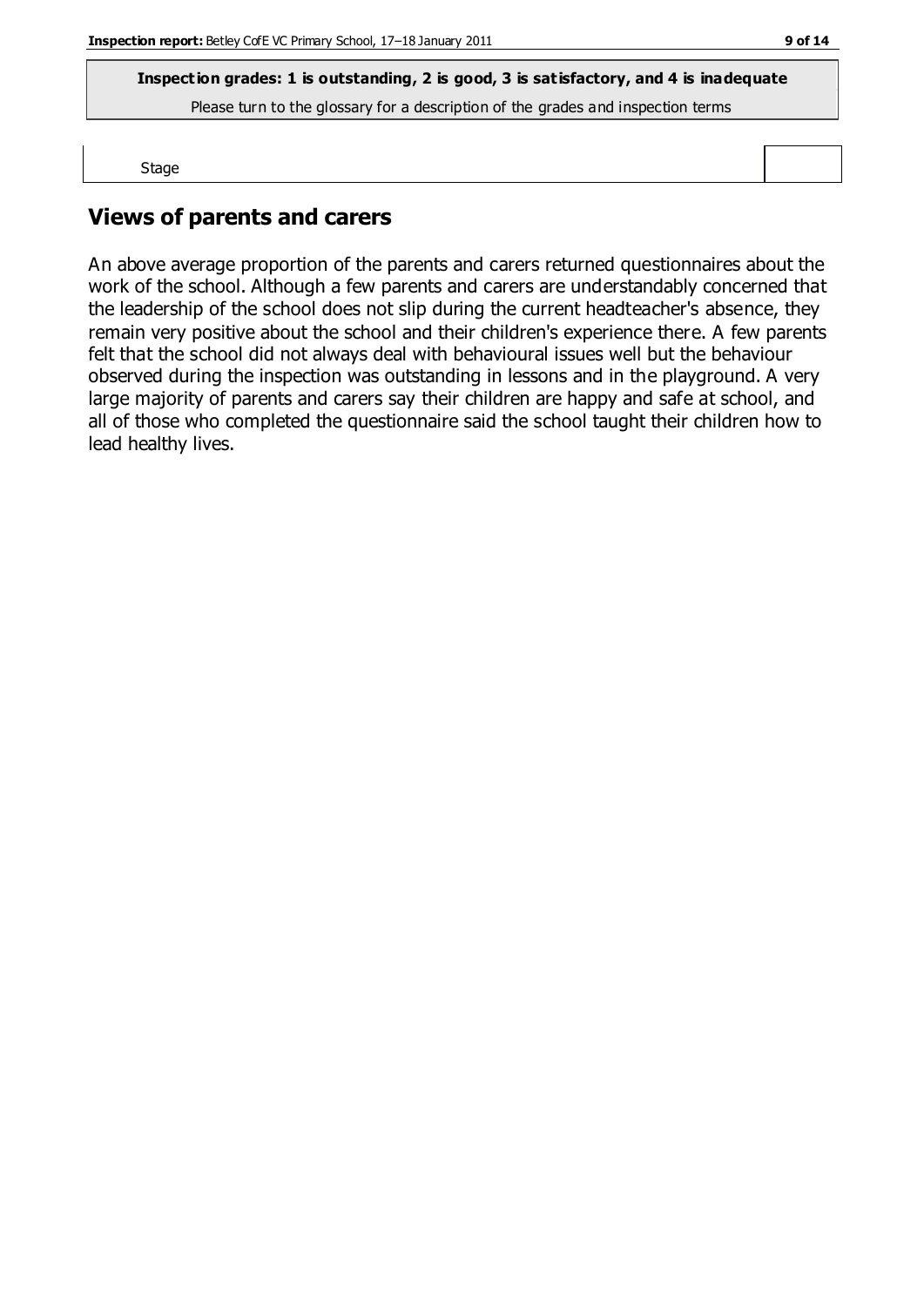**Inspection grades: 1 is outstanding, 2 is good, 3 is satisfactory, and 4 is inadequate**

Please turn to the glossary for a description of the grades and inspection terms

| Stage | |
|---|---|

## Views of parents and carers

An above average proportion of the parents and carers returned questionnaires about the work of the school. Although a few parents and carers are understandably concerned that the leadership of the school does not slip during the current headteacher's absence, they remain very positive about the school and their children's experience there. A few parents felt that the school did not always deal with behavioural issues well but the behaviour observed during the inspection was outstanding in lessons and in the playground. A very large majority of parents and carers say their children are happy and safe at school, and all of those who completed the questionnaire said the school taught their children how to lead healthy lives.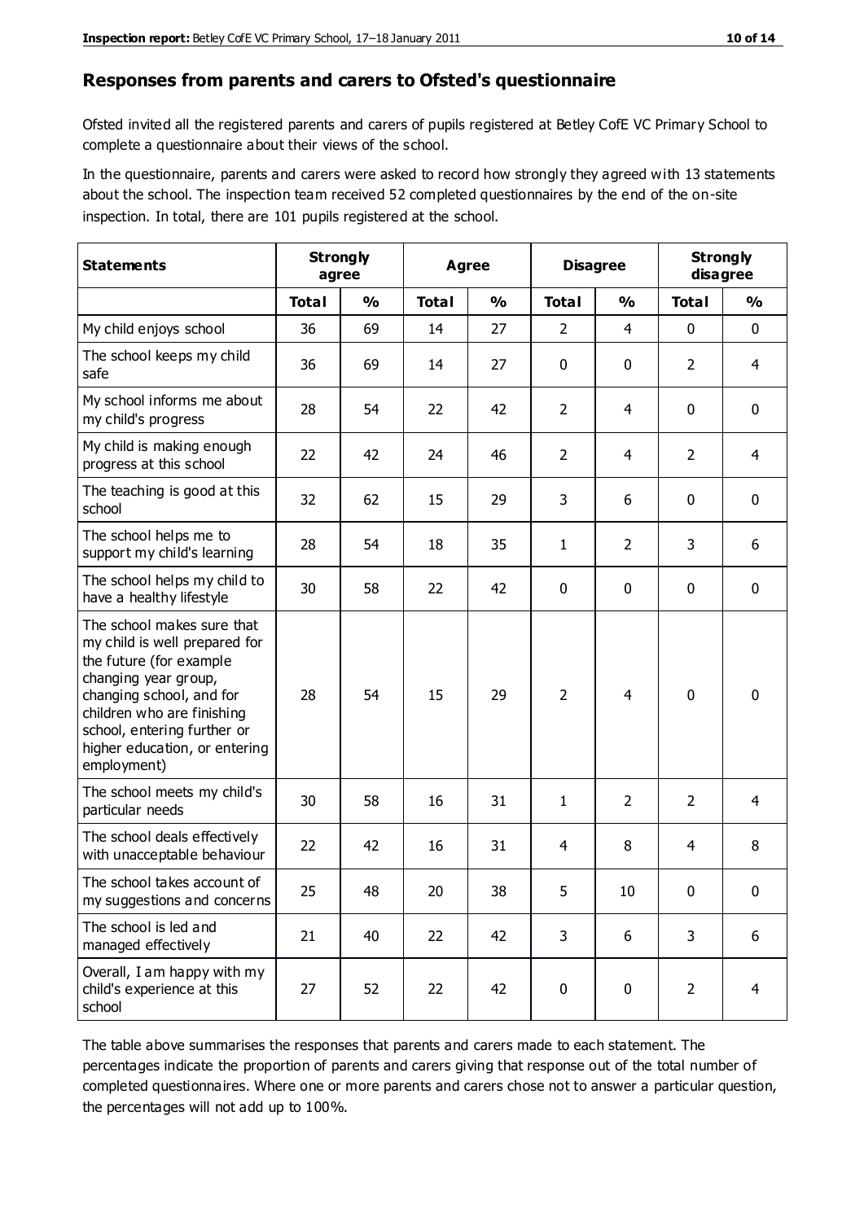## Responses from parents and carers to Ofsted's questionnaire

Ofsted invited all the registered parents and carers of pupils registered at Betley CofE VC Primary School to complete a questionnaire about their views of the school.

In the questionnaire, parents and carers were asked to record how strongly they agreed with 13 statements about the school. The inspection team received 52 completed questionnaires by the end of the on-site inspection. In total, there are 101 pupils registered at the school.

| Statements | Strongly agree | | Agree | | Disagree | | Strongly disagree | |
|---|---|---|---|---|---|---|---|---|
| | Total | % | Total | % | Total | % | Total | % |
| My child enjoys school | 36 | 69 | 14 | 27 | 2 | 4 | 0 | 0 |
| The school keeps my child safe | 36 | 69 | 14 | 27 | 0 | 0 | 2 | 4 |
| My school informs me about my child's progress | 28 | 54 | 22 | 42 | 2 | 4 | 0 | 0 |
| My child is making enough progress at this school | 22 | 42 | 24 | 46 | 2 | 4 | 2 | 4 |
| The teaching is good at this school | 32 | 62 | 15 | 29 | 3 | 6 | 0 | 0 |
| The school helps me to support my child's learning | 28 | 54 | 18 | 35 | 1 | 2 | 3 | 6 |
| The school helps my child to have a healthy lifestyle | 30 | 58 | 22 | 42 | 0 | 0 | 0 | 0 |
| The school makes sure that my child is well prepared for the future (for example changing year group, changing school, and for children who are finishing school, entering further or higher education, or entering employment) | 28 | 54 | 15 | 29 | 2 | 4 | 0 | 0 |
| The school meets my child's particular needs | 30 | 58 | 16 | 31 | 1 | 2 | 2 | 4 |
| The school deals effectively with unacceptable behaviour | 22 | 42 | 16 | 31 | 4 | 8 | 4 | 8 |
| The school takes account of my suggestions and concerns | 25 | 48 | 20 | 38 | 5 | 10 | 0 | 0 |
| The school is led and managed effectively | 21 | 40 | 22 | 42 | 3 | 6 | 3 | 6 |
| Overall, I am happy with my child's experience at this school | 27 | 52 | 22 | 42 | 0 | 0 | 2 | 4 |

The table above summarises the responses that parents and carers made to each statement. The percentages indicate the proportion of parents and carers giving that response out of the total number of completed questionnaires. Where one or more parents and carers chose not to answer a particular question, the percentages will not add up to 100%.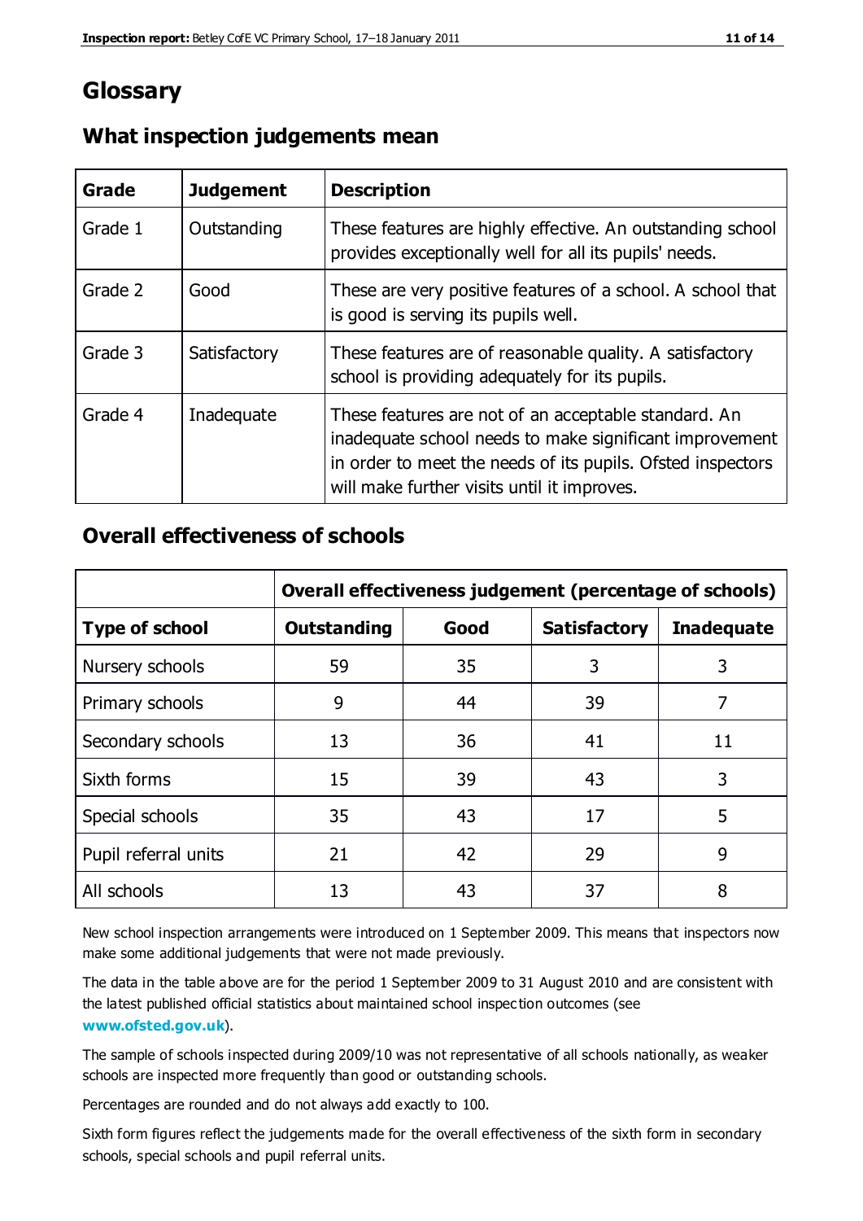# Glossary

## What inspection judgements mean

| Grade | Judgement | Description |
|---|---|---|
| Grade 1 | Outstanding | These features are highly effective. An outstanding school provides exceptionally well for all its pupils' needs. |
| Grade 2 | Good | These are very positive features of a school. A school that is good is serving its pupils well. |
| Grade 3 | Satisfactory | These features are of reasonable quality. A satisfactory school is providing adequately for its pupils. |
| Grade 4 | Inadequate | These features are not of an acceptable standard. An inadequate school needs to make significant improvement in order to meet the needs of its pupils. Ofsted inspectors will make further visits until it improves. |

## Overall effectiveness of schools

| | Overall effectiveness judgement (percentage of schools) | | | |
|---|---|---|---|---|
| **Type of school** | **Outstanding** | **Good** | **Satisfactory** | **Inadequate** |
| Nursery schools | 59 | 35 | 3 | 3 |
| Primary schools | 9 | 44 | 39 | 7 |
| Secondary schools | 13 | 36 | 41 | 11 |
| Sixth forms | 15 | 39 | 43 | 3 |
| Special schools | 35 | 43 | 17 | 5 |
| Pupil referral units | 21 | 42 | 29 | 9 |
| All schools | 13 | 43 | 37 | 8 |

New school inspection arrangements were introduced on 1 September 2009. This means that inspectors now make some additional judgements that were not made previously.

The data in the table above are for the period 1 September 2009 to 31 August 2010 and are consistent with the latest published official statistics about maintained school inspection outcomes (see **www.ofsted.gov.uk**).

The sample of schools inspected during 2009/10 was not representative of all schools nationally, as weaker schools are inspected more frequently than good or outstanding schools.

Percentages are rounded and do not always add exactly to 100.

Sixth form figures reflect the judgements made for the overall effectiveness of the sixth form in secondary schools, special schools and pupil referral units.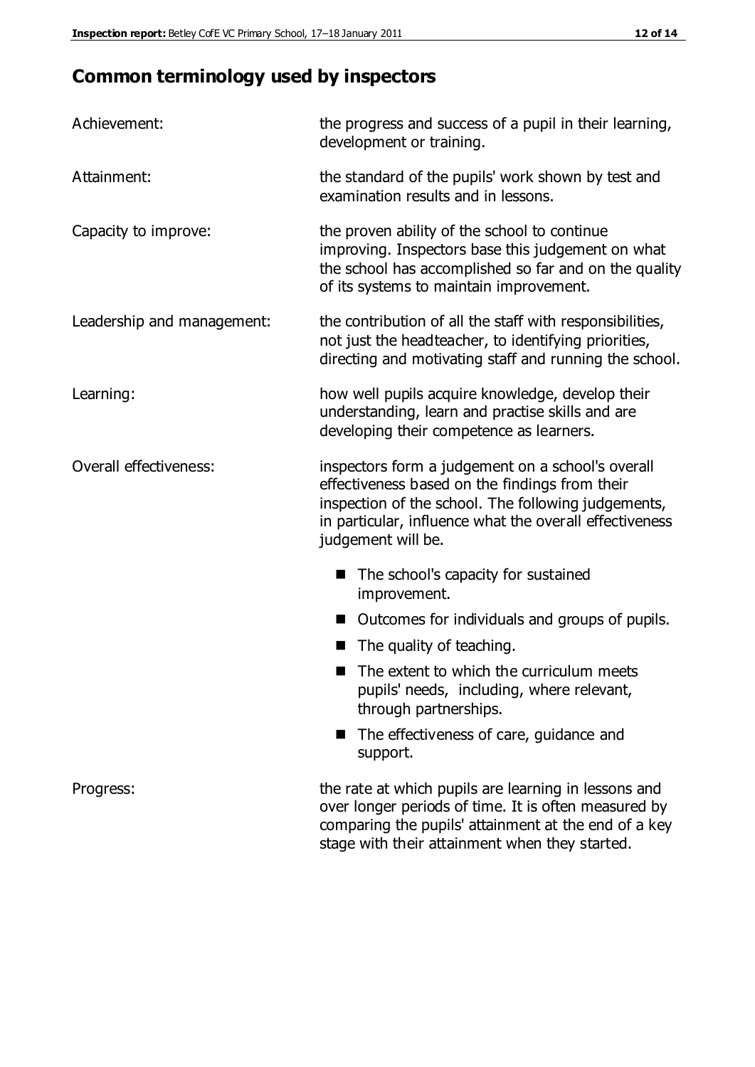## Common terminology used by inspectors

| | |
|---|---|
| Achievement: | the progress and success of a pupil in their learning, development or training. |
| Attainment: | the standard of the pupils' work shown by test and examination results and in lessons. |
| Capacity to improve: | the proven ability of the school to continue improving. Inspectors base this judgement on what the school has accomplished so far and on the quality of its systems to maintain improvement. |
| Leadership and management: | the contribution of all the staff with responsibilities, not just the headteacher, to identifying priorities, directing and motivating staff and running the school. |
| Learning: | how well pupils acquire knowledge, develop their understanding, learn and practise skills and are developing their competence as learners. |
| Overall effectiveness: | inspectors form a judgement on a school's overall effectiveness based on the findings from their inspection of the school. The following judgements, in particular, influence what the overall effectiveness judgement will be. <br>■ The school's capacity for sustained improvement.<br>■ Outcomes for individuals and groups of pupils.<br>■ The quality of teaching.<br>■ The extent to which the curriculum meets pupils' needs, including, where relevant, through partnerships.<br>■ The effectiveness of care, guidance and support. |
| Progress: | the rate at which pupils are learning in lessons and over longer periods of time. It is often measured by comparing the pupils' attainment at the end of a key stage with their attainment when they started. |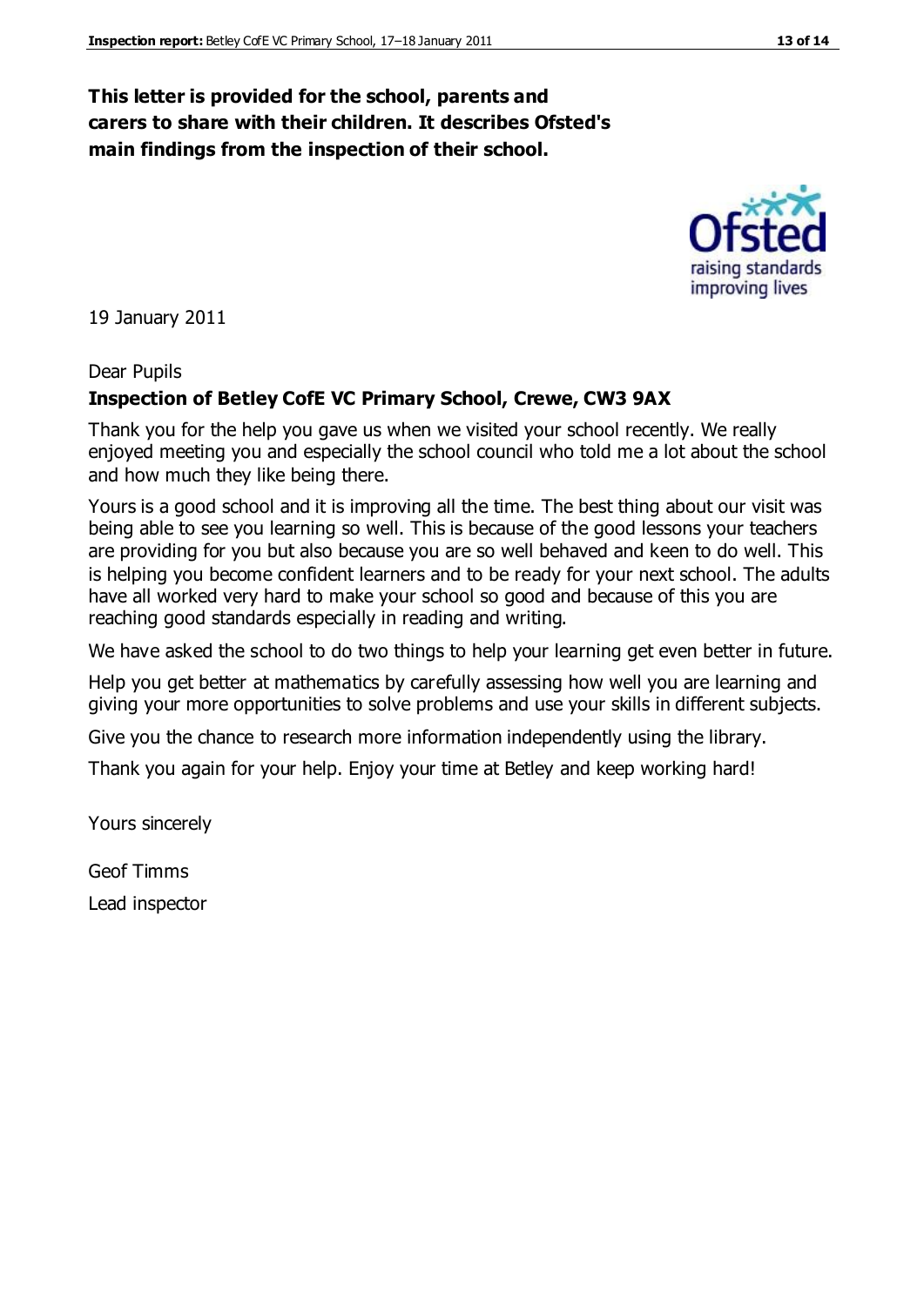**This letter is provided for the school, parents and carers to share with their children. It describes Ofsted's main findings from the inspection of their school.**

19 January 2011

Dear Pupils

**Inspection of Betley CofE VC Primary School, Crewe, CW3 9AX**

Thank you for the help you gave us when we visited your school recently. We really enjoyed meeting you and especially the school council who told me a lot about the school and how much they like being there.

Yours is a good school and it is improving all the time. The best thing about our visit was being able to see you learning so well. This is because of the good lessons your teachers are providing for you but also because you are so well behaved and keen to do well. This is helping you become confident learners and to be ready for your next school. The adults have all worked very hard to make your school so good and because of this you are reaching good standards especially in reading and writing.

We have asked the school to do two things to help your learning get even better in future.

Help you get better at mathematics by carefully assessing how well you are learning and giving your more opportunities to solve problems and use your skills in different subjects.

Give you the chance to research more information independently using the library.

Thank you again for your help. Enjoy your time at Betley and keep working hard!

Yours sincerely

Geof Timms

Lead inspector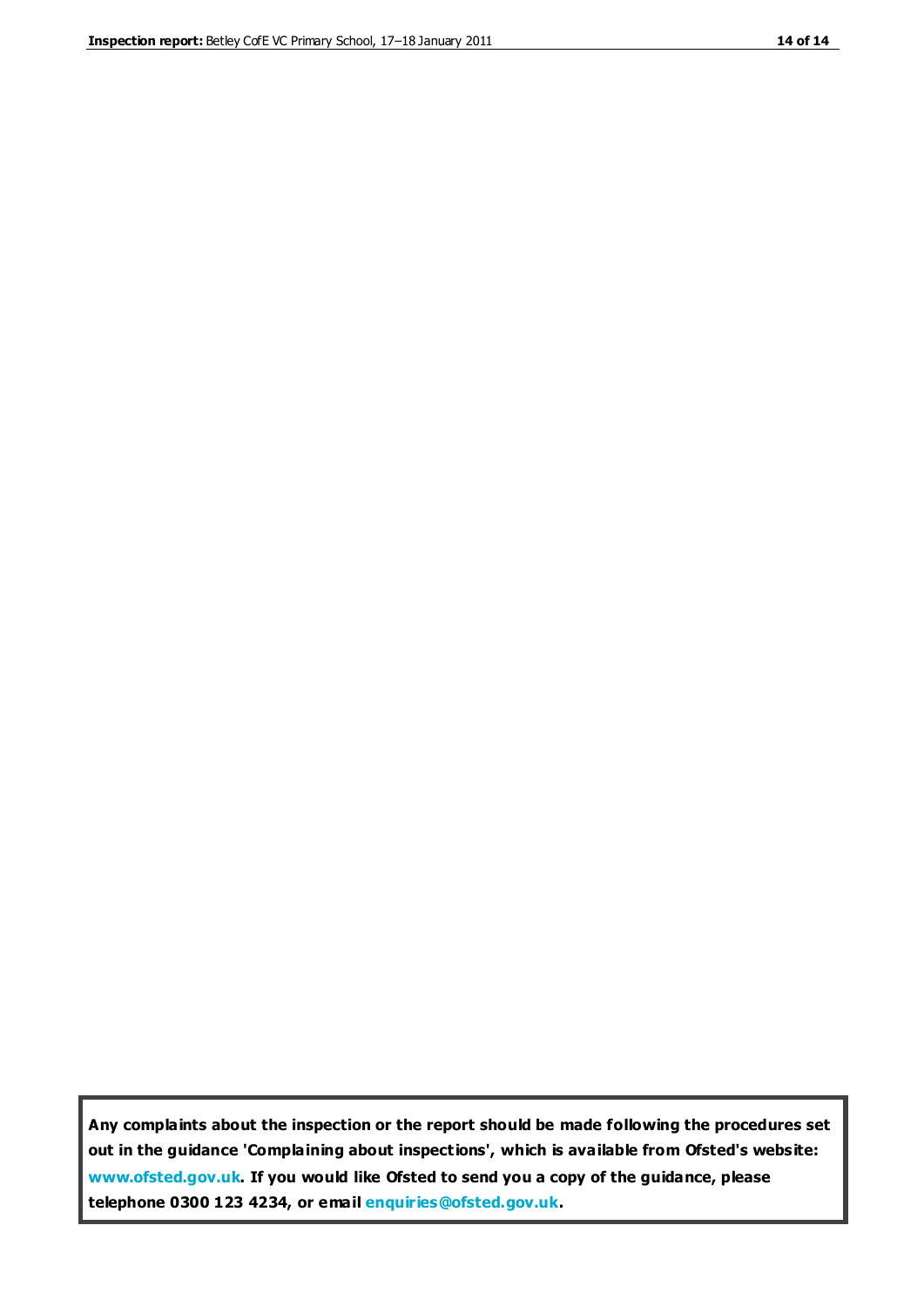**Any complaints about the inspection or the report should be made following the procedures set out in the guidance 'Complaining about inspections', which is available from Ofsted's website: www.ofsted.gov.uk. If you would like Ofsted to send you a copy of the guidance, please telephone 0300 123 4234, or email enquiries@ofsted.gov.uk.**